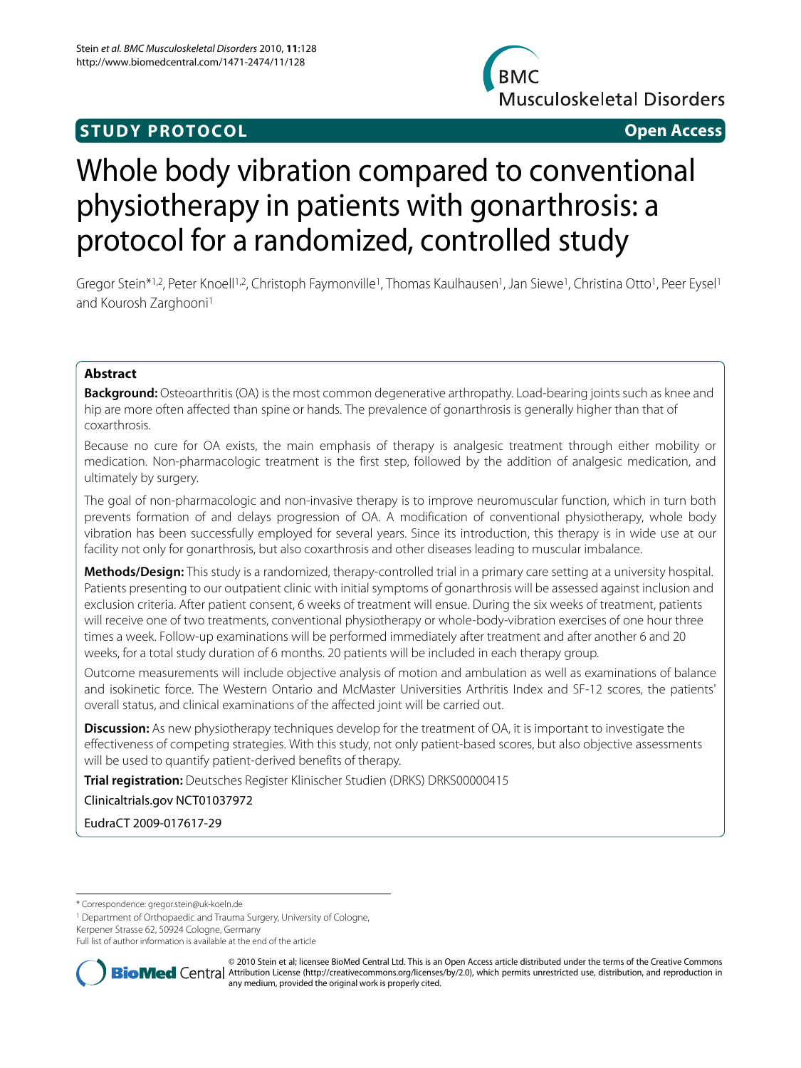**STUDY PROTOCOL** **Open Access**

# Whole body vibration compared to conventional physiotherapy in patients with gonarthrosis: a protocol for a randomized, controlled study

Gregor Stein*[1,2], Peter Knoell[1,2], Christoph Faymonville[1], Thomas Kaulhausen[1], Jan Siewe[1], Christina Otto[1], Peer Eysel[1] and Kourosh Zarghooni[1]

## Abstract

**Background:** Osteoarthritis (OA) is the most common degenerative arthropathy. Load-bearing joints such as knee and hip are more often affected than spine or hands. The prevalence of gonarthrosis is generally higher than that of coxarthrosis.

Because no cure for OA exists, the main emphasis of therapy is analgesic treatment through either mobility or medication. Non-pharmacologic treatment is the first step, followed by the addition of analgesic medication, and ultimately by surgery.

The goal of non-pharmacologic and non-invasive therapy is to improve neuromuscular function, which in turn both prevents formation of and delays progression of OA. A modification of conventional physiotherapy, whole body vibration has been successfully employed for several years. Since its introduction, this therapy is in wide use at our facility not only for gonarthrosis, but also coxarthrosis and other diseases leading to muscular imbalance.

**Methods/Design:** This study is a randomized, therapy-controlled trial in a primary care setting at a university hospital. Patients presenting to our outpatient clinic with initial symptoms of gonarthrosis will be assessed against inclusion and exclusion criteria. After patient consent, 6 weeks of treatment will ensue. During the six weeks of treatment, patients will receive one of two treatments, conventional physiotherapy or whole-body-vibration exercises of one hour three times a week. Follow-up examinations will be performed immediately after treatment and after another 6 and 20 weeks, for a total study duration of 6 months. 20 patients will be included in each therapy group.

Outcome measurements will include objective analysis of motion and ambulation as well as examinations of balance and isokinetic force. The Western Ontario and McMaster Universities Arthritis Index and SF-12 scores, the patients' overall status, and clinical examinations of the affected joint will be carried out.

**Discussion:** As new physiotherapy techniques develop for the treatment of OA, it is important to investigate the effectiveness of competing strategies. With this study, not only patient-based scores, but also objective assessments will be used to quantify patient-derived benefits of therapy.

**Trial registration:** Deutsches Register Klinischer Studien (DRKS) DRKS00000415

Clinicaltrials.gov NCT01037972

EudraCT 2009-017617-29

\* Correspondence: gregor.stein@uk-koeln.de

[1] Department of Orthopaedic and Trauma Surgery, University of Cologne, Kerpener Strasse 62, 50924 Cologne, Germany

Full list of author information is available at the end of the article

© 2010 Stein et al; licensee BioMed Central Ltd. This is an Open Access article distributed under the terms of the Creative Commons Attribution License (http://creativecommons.org/licenses/by/2.0), which permits unrestricted use, distribution, and reproduction in any medium, provided the original work is properly cited.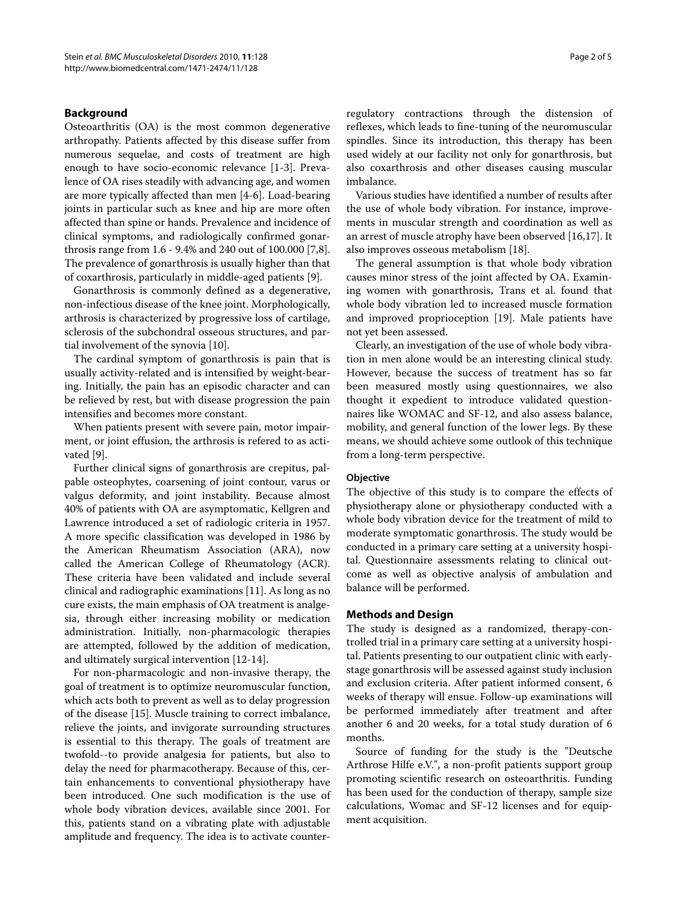## Background

Osteoarthritis (OA) is the most common degenerative arthropathy. Patients affected by this disease suffer from numerous sequelae, and costs of treatment are high enough to have socio-economic relevance [1-3]. Prevalence of OA rises steadily with advancing age, and women are more typically affected than men [4-6]. Load-bearing joints in particular such as knee and hip are more often affected than spine or hands. Prevalence and incidence of clinical symptoms, and radiologically confirmed gonarthrosis range from 1.6 - 9.4% and 240 out of 100.000 [7,8]. The prevalence of gonarthrosis is usually higher than that of coxarthrosis, particularly in middle-aged patients [9].

Gonarthrosis is commonly defined as a degenerative, non-infectious disease of the knee joint. Morphologically, arthrosis is characterized by progressive loss of cartilage, sclerosis of the subchondral osseous structures, and partial involvement of the synovia [10].

The cardinal symptom of gonarthrosis is pain that is usually activity-related and is intensified by weight-bearing. Initially, the pain has an episodic character and can be relieved by rest, but with disease progression the pain intensifies and becomes more constant.

When patients present with severe pain, motor impairment, or joint effusion, the arthrosis is refered to as activated [9].

Further clinical signs of gonarthrosis are crepitus, palpable osteophytes, coarsening of joint contour, varus or valgus deformity, and joint instability. Because almost 40% of patients with OA are asymptomatic, Kellgren and Lawrence introduced a set of radiologic criteria in 1957. A more specific classification was developed in 1986 by the American Rheumatism Association (ARA), now called the American College of Rheumatology (ACR). These criteria have been validated and include several clinical and radiographic examinations [11]. As long as no cure exists, the main emphasis of OA treatment is analgesia, through either increasing mobility or medication administration. Initially, non-pharmacologic therapies are attempted, followed by the addition of medication, and ultimately surgical intervention [12-14].

For non-pharmacologic and non-invasive therapy, the goal of treatment is to optimize neuromuscular function, which acts both to prevent as well as to delay progression of the disease [15]. Muscle training to correct imbalance, relieve the joints, and invigorate surrounding structures is essential to this therapy. The goals of treatment are twofold--to provide analgesia for patients, but also to delay the need for pharmacotherapy. Because of this, certain enhancements to conventional physiotherapy have been introduced. One such modification is the use of whole body vibration devices, available since 2001. For this, patients stand on a vibrating plate with adjustable amplitude and frequency. The idea is to activate counter-regulatory contractions through the distension of reflexes, which leads to fine-tuning of the neuromuscular spindles. Since its introduction, this therapy has been used widely at our facility not only for gonarthrosis, but also coxarthrosis and other diseases causing muscular imbalance.

Various studies have identified a number of results after the use of whole body vibration. For instance, improvements in muscular strength and coordination as well as an arrest of muscle atrophy have been observed [16,17]. It also improves osseous metabolism [18].

The general assumption is that whole body vibration causes minor stress of the joint affected by OA. Examining women with gonarthrosis, Trans et al. found that whole body vibration led to increased muscle formation and improved proprioception [19]. Male patients have not yet been assessed.

Clearly, an investigation of the use of whole body vibration in men alone would be an interesting clinical study. However, because the success of treatment has so far been measured mostly using questionnaires, we also thought it expedient to introduce validated questionnaires like WOMAC and SF-12, and also assess balance, mobility, and general function of the lower legs. By these means, we should achieve some outlook of this technique from a long-term perspective.

### Objective

The objective of this study is to compare the effects of physiotherapy alone or physiotherapy conducted with a whole body vibration device for the treatment of mild to moderate symptomatic gonarthrosis. The study would be conducted in a primary care setting at a university hospital. Questionnaire assessments relating to clinical outcome as well as objective analysis of ambulation and balance will be performed.

## Methods and Design

The study is designed as a randomized, therapy-controlled trial in a primary care setting at a university hospital. Patients presenting to our outpatient clinic with early-stage gonarthrosis will be assessed against study inclusion and exclusion criteria. After patient informed consent, 6 weeks of therapy will ensue. Follow-up examinations will be performed immediately after treatment and after another 6 and 20 weeks, for a total study duration of 6 months.

Source of funding for the study is the "Deutsche Arthrose Hilfe e.V.", a non-profit patients support group promoting scientific research on osteoarthritis. Funding has been used for the conduction of therapy, sample size calculations, Womac and SF-12 licenses and for equipment acquisition.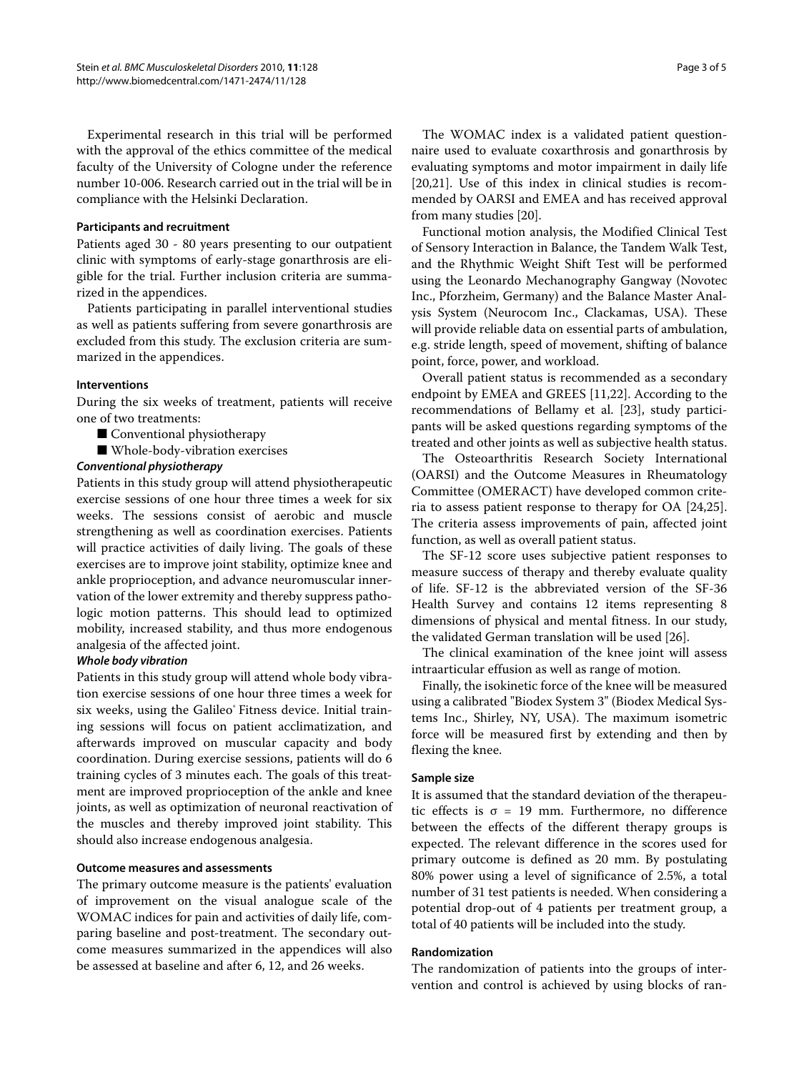Experimental research in this trial will be performed with the approval of the ethics committee of the medical faculty of the University of Cologne under the reference number 10-006. Research carried out in the trial will be in compliance with the Helsinki Declaration.

### Participants and recruitment

Patients aged 30 - 80 years presenting to our outpatient clinic with symptoms of early-stage gonarthrosis are eligible for the trial. Further inclusion criteria are summarized in the appendices.

Patients participating in parallel interventional studies as well as patients suffering from severe gonarthrosis are excluded from this study. The exclusion criteria are summarized in the appendices.

### Interventions

During the six weeks of treatment, patients will receive one of two treatments:

- Conventional physiotherapy
- Whole-body-vibration exercises

#### *Conventional physiotherapy*

Patients in this study group will attend physiotherapeutic exercise sessions of one hour three times a week for six weeks. The sessions consist of aerobic and muscle strengthening as well as coordination exercises. Patients will practice activities of daily living. The goals of these exercises are to improve joint stability, optimize knee and ankle proprioception, and advance neuromuscular innervation of the lower extremity and thereby suppress pathologic motion patterns. This should lead to optimized mobility, increased stability, and thus more endogenous analgesia of the affected joint.

#### *Whole body vibration*

Patients in this study group will attend whole body vibration exercise sessions of one hour three times a week for six weeks, using the Galileo® Fitness device. Initial training sessions will focus on patient acclimatization, and afterwards improved on muscular capacity and body coordination. During exercise sessions, patients will do 6 training cycles of 3 minutes each. The goals of this treatment are improved proprioception of the ankle and knee joints, as well as optimization of neuronal reactivation of the muscles and thereby improved joint stability. This should also increase endogenous analgesia.

### Outcome measures and assessments

The primary outcome measure is the patients' evaluation of improvement on the visual analogue scale of the WOMAC indices for pain and activities of daily life, comparing baseline and post-treatment. The secondary outcome measures summarized in the appendices will also be assessed at baseline and after 6, 12, and 26 weeks.

The WOMAC index is a validated patient questionnaire used to evaluate coxarthrosis and gonarthrosis by evaluating symptoms and motor impairment in daily life [20,21]. Use of this index in clinical studies is recommended by OARSI and EMEA and has received approval from many studies [20].

Functional motion analysis, the Modified Clinical Test of Sensory Interaction in Balance, the Tandem Walk Test, and the Rhythmic Weight Shift Test will be performed using the Leonardo Mechanography Gangway (Novotec Inc., Pforzheim, Germany) and the Balance Master Analysis System (Neurocom Inc., Clackamas, USA). These will provide reliable data on essential parts of ambulation, e.g. stride length, speed of movement, shifting of balance point, force, power, and workload.

Overall patient status is recommended as a secondary endpoint by EMEA and GREES [11,22]. According to the recommendations of Bellamy et al. [23], study participants will be asked questions regarding symptoms of the treated and other joints as well as subjective health status.

The Osteoarthritis Research Society International (OARSI) and the Outcome Measures in Rheumatology Committee (OMERACT) have developed common criteria to assess patient response to therapy for OA [24,25]. The criteria assess improvements of pain, affected joint function, as well as overall patient status.

The SF-12 score uses subjective patient responses to measure success of therapy and thereby evaluate quality of life. SF-12 is the abbreviated version of the SF-36 Health Survey and contains 12 items representing 8 dimensions of physical and mental fitness. In our study, the validated German translation will be used [26].

The clinical examination of the knee joint will assess intraarticular effusion as well as range of motion.

Finally, the isokinetic force of the knee will be measured using a calibrated "Biodex System 3" (Biodex Medical Systems Inc., Shirley, NY, USA). The maximum isometric force will be measured first by extending and then by flexing the knee.

### Sample size

It is assumed that the standard deviation of the therapeutic effects is $\sigma = 19$ mm. Furthermore, no difference between the effects of the different therapy groups is expected. The relevant difference in the scores used for primary outcome is defined as 20 mm. By postulating 80% power using a level of significance of 2.5%, a total number of 31 test patients is needed. When considering a potential drop-out of 4 patients per treatment group, a total of 40 patients will be included into the study.

### Randomization

The randomization of patients into the groups of intervention and control is achieved by using blocks of ran-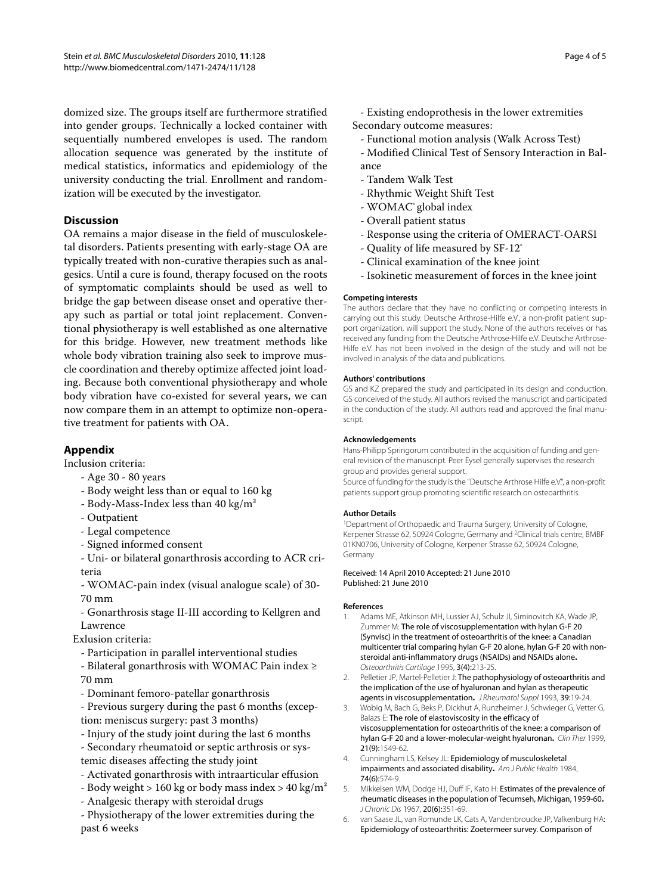domized size. The groups itself are furthermore stratified into gender groups. Technically a locked container with sequentially numbered envelopes is used. The random allocation sequence was generated by the institute of medical statistics, informatics and epidemiology of the university conducting the trial. Enrollment and randomization will be executed by the investigator.

## Discussion

OA remains a major disease in the field of musculoskeletal disorders. Patients presenting with early-stage OA are typically treated with non-curative therapies such as analgesics. Until a cure is found, therapy focused on the roots of symptomatic complaints should be used as well to bridge the gap between disease onset and operative therapy such as partial or total joint replacement. Conventional physiotherapy is well established as one alternative for this bridge. However, new treatment methods like whole body vibration training also seek to improve muscle coordination and thereby optimize affected joint loading. Because both conventional physiotherapy and whole body vibration have co-existed for several years, we can now compare them in an attempt to optimize non-operative treatment for patients with OA.

## Appendix

Inclusion criteria:

- Age 30 - 80 years
- Body weight less than or equal to 160 kg
- Body-Mass-Index less than 40 kg/m²
- Outpatient
- Legal competence
- Signed informed consent
- Uni- or bilateral gonarthrosis according to ACR criteria
- WOMAC-pain index (visual analogue scale) of 30-70 mm
- Gonarthrosis stage II-III according to Kellgren and Lawrence

Exlusion criteria:

- Participation in parallel interventional studies
- Bilateral gonarthrosis with WOMAC Pain index ≥ 70 mm
- Dominant femoro-patellar gonarthrosis
- Previous surgery during the past 6 months (exception: meniscus surgery: past 3 months)
- Injury of the study joint during the last 6 months
- Secondary rheumatoid or septic arthrosis or systemic diseases affecting the study joint
- Activated gonarthrosis with intraarticular effusion
- Body weight > 160 kg or body mass index > 40 kg/m²
- Analgesic therapy with steroidal drugs
- Physiotherapy of the lower extremities during the past 6 weeks
- Existing endoprothesis in the lower extremities

Secondary outcome measures:

- Functional motion analysis (Walk Across Test)
- Modified Clinical Test of Sensory Interaction in Balance
- Tandem Walk Test
- Rhythmic Weight Shift Test
- WOMAC® global index
- Overall patient status
- Response using the criteria of OMERACT-OARSI
- Quality of life measured by SF-12®
- Clinical examination of the knee joint
- Isokinetic measurement of forces in the knee joint

#### Competing interests

The authors declare that they have no conflicting or competing interests in carrying out this study. Deutsche Arthrose-Hilfe e.V., a non-profit patient support organization, will support the study. None of the authors receives or has received any funding from the Deutsche Arthrose-Hilfe e.V. Deutsche Arthrose-Hilfe e.V. has not been involved in the design of the study and will not be involved in analysis of the data and publications.

#### Authors' contributions

GS and KZ prepared the study and participated in its design and conduction. GS conceived of the study. All authors revised the manuscript and participated in the conduction of the study. All authors read and approved the final manuscript.

#### Acknowledgements

Hans-Philipp Springorum contributed in the acquisition of funding and general revision of the manuscript. Peer Eysel generally supervises the research group and provides general support.

Source of funding for the study is the "Deutsche Arthrose Hilfe e.V.", a non-profit patients support group promoting scientific research on osteoarthritis.

#### Author Details

[1]Department of Orthopaedic and Trauma Surgery, University of Cologne, Kerpener Strasse 62, 50924 Cologne, Germany and [2]Clinical trials centre, BMBF 01KN0706, University of Cologne, Kerpener Strasse 62, 50924 Cologne, Germany

Received: 14 April 2010 Accepted: 21 June 2010
Published: 21 June 2010

#### References

1. Adams ME, Atkinson MH, Lussier AJ, Schulz JI, Siminovitch KA, Wade JP, Zummer M: **The role of viscosupplementation with hylan G-F 20 (Synvisc) in the treatment of osteoarthritis of the knee: a Canadian multicenter trial comparing hylan G-F 20 alone, hylan G-F 20 with non-steroidal anti-inflammatory drugs (NSAIDs) and NSAIDs alone.** *Osteoarthritis Cartilage* 1995, **3(4)**:213-25.
2. Pelletier JP, Martel-Pelletier J: **The pathophysiology of osteoarthritis and the implication of the use of hyaluronan and hylan as therapeutic agents in viscosupplementation.** *J Rheumatol Suppl* 1993, **39**:19-24.
3. Wobig M, Bach G, Beks P, Dickhut A, Runzheimer J, Schwieger G, Vetter G, Balazs E: **The role of elastoviscosity in the efficacy of viscosupplementation for osteoarthritis of the knee: a comparison of hylan G-F 20 and a lower-molecular-weight hyaluronan.** *Clin Ther* 1999, **21(9)**:1549-62.
4. Cunningham LS, Kelsey JL: **Epidemiology of musculoskeletal impairments and associated disability.** *Am J Public Health* 1984, **74(6)**:574-9.
5. Mikkelsen WM, Dodge HJ, Duff IF, Kato H: **Estimates of the prevalence of rheumatic diseases in the population of Tecumseh, Michigan, 1959-60.** *J Chronic Dis* 1967, **20(6)**:351-69.
6. van Saase JL, van Romunde LK, Cats A, Vandenbroucke JP, Valkenburg HA: **Epidemiology of osteoarthritis: Zoetermeer survey. Comparison of**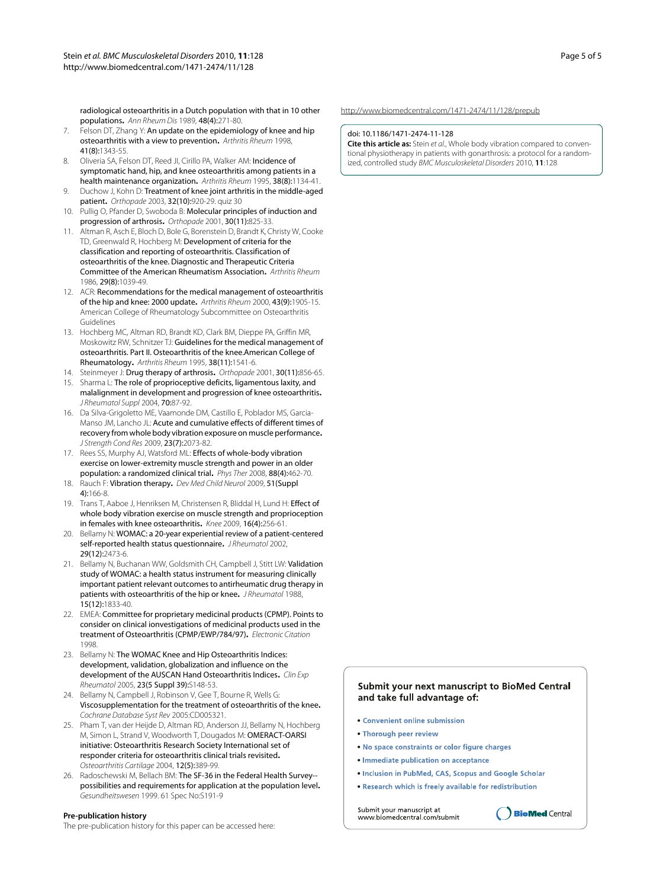radiological osteoarthritis in a Dutch population with that in 10 other populations. *Ann Rheum Dis* 1989, **48(4)**:271-80.

7. Felson DT, Zhang Y: **An update on the epidemiology of knee and hip osteoarthritis with a view to prevention.** *Arthritis Rheum* 1998, **41(8)**:1343-55.
8. Oliveria SA, Felson DT, Reed JI, Cirillo PA, Walker AM: **Incidence of symptomatic hand, hip, and knee osteoarthritis among patients in a health maintenance organization.** *Arthritis Rheum* 1995, **38(8)**:1134-41.
9. Duchow J, Kohn D: **Treatment of knee joint arthritis in the middle-aged patient.** *Orthopade* 2003, **32(10)**:920-29. quiz 30
10. Pullig O, Pfander D, Swoboda B: **Molecular principles of induction and progression of arthrosis.** *Orthopade* 2001, **30(11)**:825-33.
11. Altman R, Asch E, Bloch D, Bole G, Borenstein D, Brandt K, Christy W, Cooke TD, Greenwald R, Hochberg M: **Development of criteria for the classification and reporting of osteoarthritis. Classification of osteoarthritis of the knee. Diagnostic and Therapeutic Criteria Committee of the American Rheumatism Association.** *Arthritis Rheum* 1986, **29(8)**:1039-49.
12. ACR: **Recommendations for the medical management of osteoarthritis of the hip and knee: 2000 update.** *Arthritis Rheum* 2000, **43(9)**:1905-15. American College of Rheumatology Subcommittee on Osteoarthritis Guidelines
13. Hochberg MC, Altman RD, Brandt KD, Clark BM, Dieppe PA, Griffin MR, Moskowitz RW, Schnitzer TJ: **Guidelines for the medical management of osteoarthritis. Part II. Osteoarthritis of the knee.American College of Rheumatology.** *Arthritis Rheum* 1995, **38(11)**:1541-6.
14. Steinmeyer J: **Drug therapy of arthrosis.** *Orthopade* 2001, **30(11)**:856-65.
15. Sharma L: **The role of proprioceptive deficits, ligamentous laxity, and malalignment in development and progression of knee osteoarthritis.** *J Rheumatol Suppl* 2004, **70**:87-92.
16. Da Silva-Grigoletto ME, Vaamonde DM, Castillo E, Poblador MS, Garcia-Manso JM, Lancho JL: **Acute and cumulative effects of different times of recovery from whole body vibration exposure on muscle performance.** *J Strength Cond Res* 2009, **23(7)**:2073-82.
17. Rees SS, Murphy AJ, Watsford ML: **Effects of whole-body vibration exercise on lower-extremity muscle strength and power in an older population: a randomized clinical trial.** *Phys Ther* 2008, **88(4)**:462-70.
18. Rauch F: **Vibration therapy.** *Dev Med Child Neurol* 2009, **51(Suppl 4)**:166-8.
19. Trans T, Aaboe J, Henriksen M, Christensen R, Bliddal H, Lund H: **Effect of whole body vibration exercise on muscle strength and proprioception in females with knee osteoarthritis.** *Knee* 2009, **16(4)**:256-61.
20. Bellamy N: **WOMAC: a 20-year experiential review of a patient-centered self-reported health status questionnaire.** *J Rheumatol* 2002, **29(12)**:2473-6.
21. Bellamy N, Buchanan WW, Goldsmith CH, Campbell J, Stitt LW: **Validation study of WOMAC: a health status instrument for measuring clinically important patient relevant outcomes to antirheumatic drug therapy in patients with osteoarthritis of the hip or knee.** *J Rheumatol* 1988, **15(12)**:1833-40.
22. EMEA: **Committee for proprietary medicinal products (CPMP). Points to consider on clinical ionvestigations of medicinal products used in the treatment of Osteoarthritis (CPMP/EWP/784/97).** *Electronic Citation* 1998.
23. Bellamy N: **The WOMAC Knee and Hip Osteoarthritis Indices: development, validation, globalization and influence on the development of the AUSCAN Hand Osteoarthritis Indices.** *Clin Exp Rheumatol* 2005, **23(5 Suppl 39)**:S148-53.
24. Bellamy N, Campbell J, Robinson V, Gee T, Bourne R, Wells G: **Viscosupplementation for the treatment of osteoarthritis of the knee.** *Cochrane Database Syst Rev* 2005:CD005321.
25. Pham T, van der Heijde D, Altman RD, Anderson JJ, Bellamy N, Hochberg M, Simon L, Strand V, Woodworth T, Dougados M: **OMERACT-OARSI initiative: Osteoarthritis Research Society International set of responder criteria for osteoarthritis clinical trials revisited.** *Osteoarthritis Cartilage* 2004, **12(5)**:389-99.
26. Radoschewski M, Bellach BM: **The SF-36 in the Federal Health Survey--possibilities and requirements for application at the population level.** *Gesundheitswesen* 1999. 61 Spec No:S191-9

### Pre-publication history

The pre-publication history for this paper can be accessed here:

http://www.biomedcentral.com/1471-2474/11/128/prepub

doi: 10.1186/1471-2474-11-128

**Cite this article as:** Stein *et al.*, Whole body vibration compared to conventional physiotherapy in patients with gonarthrosis: a protocol for a randomized, controlled study *BMC Musculoskeletal Disorders* 2010, **11**:128

**Submit your next manuscript to BioMed Central and take full advantage of:**

- Convenient online submission
- Thorough peer review
- No space constraints or color figure charges
- Immediate publication on acceptance
- Inclusion in PubMed, CAS, Scopus and Google Scholar
- Research which is freely available for redistribution

Submit your manuscript at www.biomedcentral.com/submit

BioMed Central